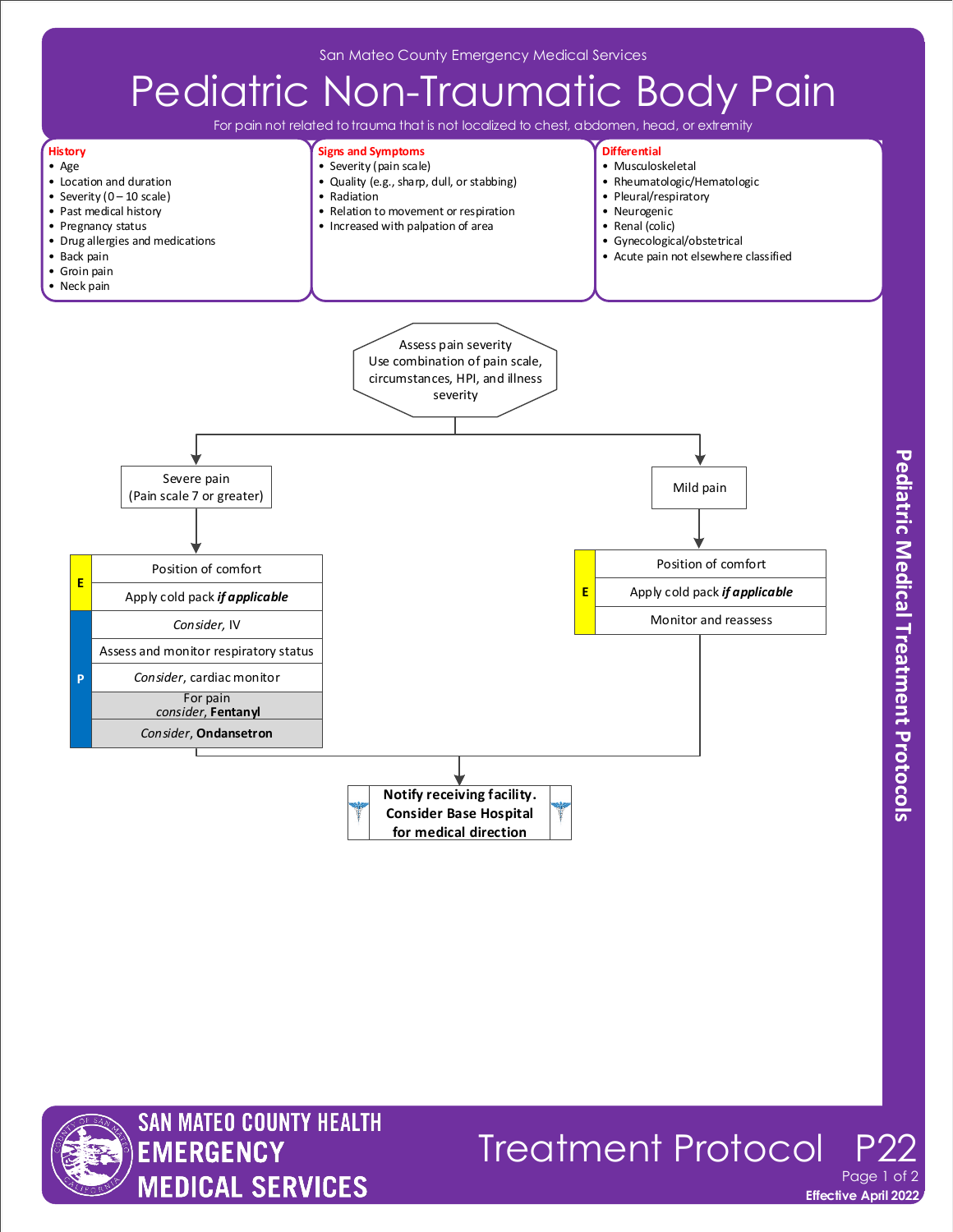San Mateo County Emergency Medical Services

# Pediatric Non-Traumatic Body Pain

For pain not related to trauma that is not localized to chest, abdomen, head, or extremity

## History
- Age
- Location and duration
- Severity (0 – 10 scale)
- Past medical history
- Pregnancy status
- Drug allergies and medications
- Back pain
- Groin pain
- Neck pain

## Signs and Symptoms
- Severity (pain scale)
- Quality (e.g., sharp, dull, or stabbing)
- Radiation
- Relation to movement or respiration
- Increased with palpation of area

## Differential
- Musculoskeletal
- Rheumatologic/Hematologic
- Pleural/respiratory
- Neurogenic
- Renal (colic)
- Gynecological/obstetrical
- Acute pain not elsewhere classified

---

**Assess pain severity**
Use combination of pain scale, circumstances, HPI, and illness severity

### Severe pain (Pain scale 7 or greater)

| Level | Intervention |
|---|---|
| E | Position of comfort |
| E | Apply cold pack ***if applicable*** |
| P | *Consider*, IV |
| P | Assess and monitor respiratory status |
| P | *Consider*, cardiac monitor |
| P | For pain *consider*, **Fentanyl** |
| P | *Consider*, **Ondansetron** |

### Mild pain

| Level | Intervention |
|---|---|
| E | Position of comfort |
| E | Apply cold pack ***if applicable*** |
| E | Monitor and reassess |

**Notify receiving facility. Consider Base Hospital for medical direction**

Pediatric Medical Treatment Protocols

SAN MATEO COUNTY HEALTH EMERGENCY MEDICAL SERVICES

Treatment Protocol P22

Effective April 2022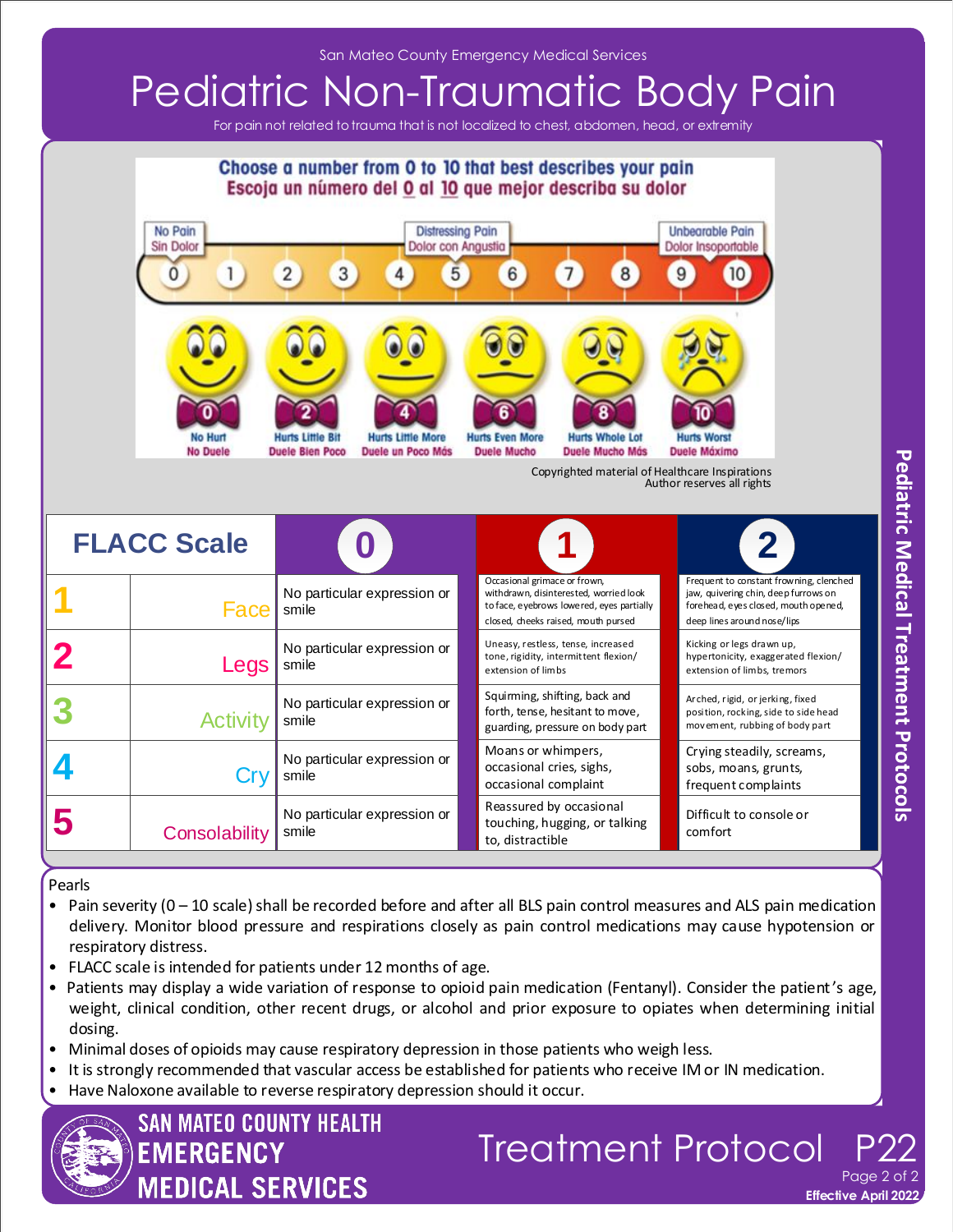San Mateo County Emergency Medical Services

# Pediatric Non-Traumatic Body Pain

For pain not related to trauma that is not localized to chest, abdomen, head, or extremity

**Choose a number from 0 to 10 that best describes your pain**
**Escoja un número del 0 al 10 que mejor describa su dolor**

No Pain / Sin Dolor — Distressing Pain / Dolor con Angustia — Unbearable Pain / Dolor Insoportable

0 1 2 3 4 5 6 7 8 9 10

0 No Hurt / No Duele
2 Hurts Little Bit / Duele Bien Poco
4 Hurts Little More / Duele un Poco Más
6 Hurts Even More / Duele Mucho
8 Hurts Whole Lot / Duele Mucho Más
10 Hurts Worst / Duele Máximo

Copyrighted material of Healthcare Inspirations
Author reserves all rights

| | FLACC Scale | 0 | 1 | 2 |
|---|---|---|---|---|
| 1 | Face | No particular expression or smile | Occasional grimace or frown, withdrawn, disinterested, worried look to face, eyebrows lowered, eyes partially closed, cheeks raised, mouth pursed | Frequent to constant frowning, clenched jaw, quivering chin, deep furrows on forehead, eyes closed, mouth opened, deep lines around nose/lips |
| 2 | Legs | No particular expression or smile | Uneasy, restless, tense, increased tone, rigidity, intermittent flexion/ extension of limbs | Kicking or legs drawn up, hypertonicity, exaggerated flexion/ extension of limbs, tremors |
| 3 | Activity | No particular expression or smile | Squirming, shifting, back and forth, tense, hesitant to move, guarding, pressure on body part | Arched, rigid, or jerking, fixed position, rocking, side to side head movement, rubbing of body part |
| 4 | Cry | No particular expression or smile | Moans or whimpers, occasional cries, sighs, occasional complaint | Crying steadily, screams, sobs, moans, grunts, frequent complaints |
| 5 | Consolability | No particular expression or smile | Reassured by occasional touching, hugging, or talking to, distractible | Difficult to console or comfort |

Pearls

- Pain severity (0 – 10 scale) shall be recorded before and after all BLS pain control measures and ALS pain medication delivery. Monitor blood pressure and respirations closely as pain control medications may cause hypotension or respiratory distress.
- FLACC scale is intended for patients under 12 months of age.
- Patients may display a wide variation of response to opioid pain medication (Fentanyl). Consider the patient's age, weight, clinical condition, other recent drugs, or alcohol and prior exposure to opiates when determining initial dosing.
- Minimal doses of opioids may cause respiratory depression in those patients who weigh less.
- It is strongly recommended that vascular access be established for patients who receive IM or IN medication.
- Have Naloxone available to reverse respiratory depression should it occur.

Pediatric Medical Treatment Protocols

SAN MATEO COUNTY HEALTH
EMERGENCY MEDICAL SERVICES

Treatment Protocol P22

Effective April 2022